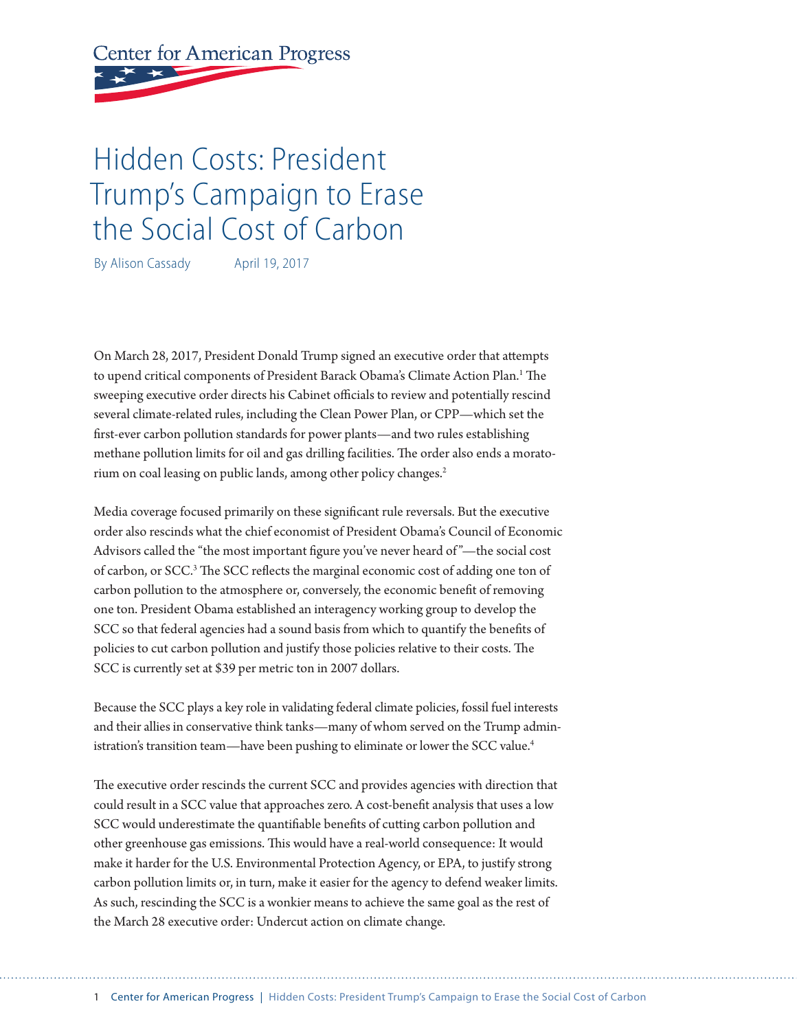Center for American Progress

# Hidden Costs: President Trump's Campaign to Erase the Social Cost of Carbon

By Alison Cassady April 19, 2017

On March 28, 2017, President Donald Trump signed an executive order that attempts to upend critical components of President Barack Obama's Climate Action Plan.[1] The sweeping executive order directs his Cabinet officials to review and potentially rescind several climate-related rules, including the Clean Power Plan, or CPP—which set the first-ever carbon pollution standards for power plants—and two rules establishing methane pollution limits for oil and gas drilling facilities. The order also ends a moratorium on coal leasing on public lands, among other policy changes.[2]

Media coverage focused primarily on these significant rule reversals. But the executive order also rescinds what the chief economist of President Obama's Council of Economic Advisors called the "the most important figure you've never heard of"—the social cost of carbon, or SCC.[3] The SCC reflects the marginal economic cost of adding one ton of carbon pollution to the atmosphere or, conversely, the economic benefit of removing one ton. President Obama established an interagency working group to develop the SCC so that federal agencies had a sound basis from which to quantify the benefits of policies to cut carbon pollution and justify those policies relative to their costs. The SCC is currently set at $39 per metric ton in 2007 dollars.

Because the SCC plays a key role in validating federal climate policies, fossil fuel interests and their allies in conservative think tanks—many of whom served on the Trump administration's transition team—have been pushing to eliminate or lower the SCC value.[4]

The executive order rescinds the current SCC and provides agencies with direction that could result in a SCC value that approaches zero. A cost-benefit analysis that uses a low SCC would underestimate the quantifiable benefits of cutting carbon pollution and other greenhouse gas emissions. This would have a real-world consequence: It would make it harder for the U.S. Environmental Protection Agency, or EPA, to justify strong carbon pollution limits or, in turn, make it easier for the agency to defend weaker limits. As such, rescinding the SCC is a wonkier means to achieve the same goal as the rest of the March 28 executive order: Undercut action on climate change.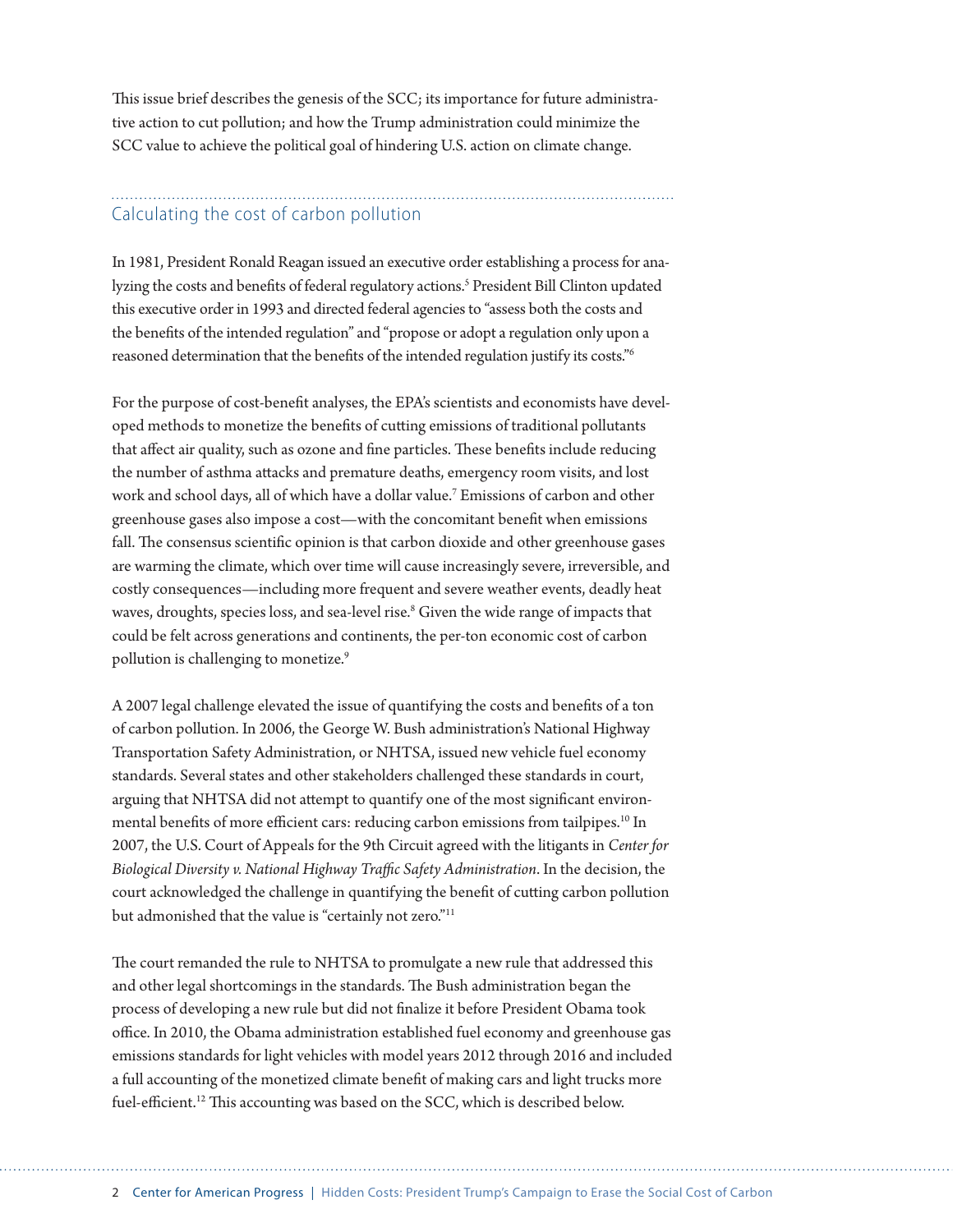This issue brief describes the genesis of the SCC; its importance for future administrative action to cut pollution; and how the Trump administration could minimize the SCC value to achieve the political goal of hindering U.S. action on climate change.

## Calculating the cost of carbon pollution

In 1981, President Ronald Reagan issued an executive order establishing a process for analyzing the costs and benefits of federal regulatory actions.[5] President Bill Clinton updated this executive order in 1993 and directed federal agencies to "assess both the costs and the benefits of the intended regulation" and "propose or adopt a regulation only upon a reasoned determination that the benefits of the intended regulation justify its costs."[6]

For the purpose of cost-benefit analyses, the EPA's scientists and economists have developed methods to monetize the benefits of cutting emissions of traditional pollutants that affect air quality, such as ozone and fine particles. These benefits include reducing the number of asthma attacks and premature deaths, emergency room visits, and lost work and school days, all of which have a dollar value.[7] Emissions of carbon and other greenhouse gases also impose a cost—with the concomitant benefit when emissions fall. The consensus scientific opinion is that carbon dioxide and other greenhouse gases are warming the climate, which over time will cause increasingly severe, irreversible, and costly consequences—including more frequent and severe weather events, deadly heat waves, droughts, species loss, and sea-level rise.[8] Given the wide range of impacts that could be felt across generations and continents, the per-ton economic cost of carbon pollution is challenging to monetize.[9]

A 2007 legal challenge elevated the issue of quantifying the costs and benefits of a ton of carbon pollution. In 2006, the George W. Bush administration's National Highway Transportation Safety Administration, or NHTSA, issued new vehicle fuel economy standards. Several states and other stakeholders challenged these standards in court, arguing that NHTSA did not attempt to quantify one of the most significant environmental benefits of more efficient cars: reducing carbon emissions from tailpipes.[10] In 2007, the U.S. Court of Appeals for the 9th Circuit agreed with the litigants in *Center for Biological Diversity v. National Highway Traffic Safety Administration*. In the decision, the court acknowledged the challenge in quantifying the benefit of cutting carbon pollution but admonished that the value is "certainly not zero."[11]

The court remanded the rule to NHTSA to promulgate a new rule that addressed this and other legal shortcomings in the standards. The Bush administration began the process of developing a new rule but did not finalize it before President Obama took office. In 2010, the Obama administration established fuel economy and greenhouse gas emissions standards for light vehicles with model years 2012 through 2016 and included a full accounting of the monetized climate benefit of making cars and light trucks more fuel-efficient.[12] This accounting was based on the SCC, which is described below.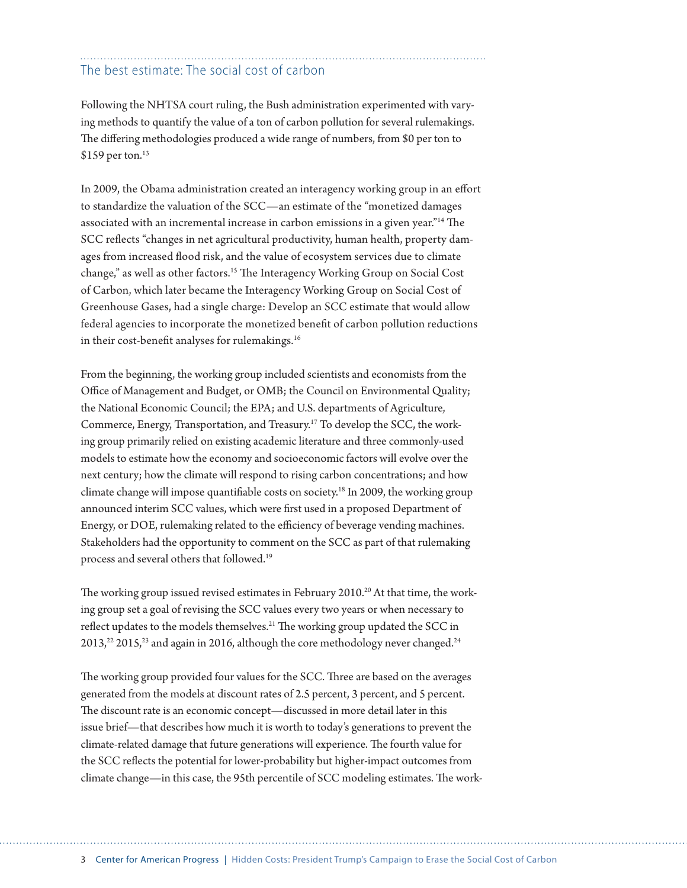## The best estimate: The social cost of carbon

Following the NHTSA court ruling, the Bush administration experimented with varying methods to quantify the value of a ton of carbon pollution for several rulemakings. The differing methodologies produced a wide range of numbers, from $0 per ton to $159 per ton.[13]

In 2009, the Obama administration created an interagency working group in an effort to standardize the valuation of the SCC—an estimate of the "monetized damages associated with an incremental increase in carbon emissions in a given year."[14] The SCC reflects "changes in net agricultural productivity, human health, property damages from increased flood risk, and the value of ecosystem services due to climate change," as well as other factors.[15] The Interagency Working Group on Social Cost of Carbon, which later became the Interagency Working Group on Social Cost of Greenhouse Gases, had a single charge: Develop an SCC estimate that would allow federal agencies to incorporate the monetized benefit of carbon pollution reductions in their cost-benefit analyses for rulemakings.[16]

From the beginning, the working group included scientists and economists from the Office of Management and Budget, or OMB; the Council on Environmental Quality; the National Economic Council; the EPA; and U.S. departments of Agriculture, Commerce, Energy, Transportation, and Treasury.[17] To develop the SCC, the working group primarily relied on existing academic literature and three commonly-used models to estimate how the economy and socioeconomic factors will evolve over the next century; how the climate will respond to rising carbon concentrations; and how climate change will impose quantifiable costs on society.[18] In 2009, the working group announced interim SCC values, which were first used in a proposed Department of Energy, or DOE, rulemaking related to the efficiency of beverage vending machines. Stakeholders had the opportunity to comment on the SCC as part of that rulemaking process and several others that followed.[19]

The working group issued revised estimates in February 2010.[20] At that time, the working group set a goal of revising the SCC values every two years or when necessary to reflect updates to the models themselves.[21] The working group updated the SCC in 2013,[22] 2015,[23] and again in 2016, although the core methodology never changed.[24]

The working group provided four values for the SCC. Three are based on the averages generated from the models at discount rates of 2.5 percent, 3 percent, and 5 percent. The discount rate is an economic concept—discussed in more detail later in this issue brief—that describes how much it is worth to today's generations to prevent the climate-related damage that future generations will experience. The fourth value for the SCC reflects the potential for lower-probability but higher-impact outcomes from climate change—in this case, the 95th percentile of SCC modeling estimates. The work-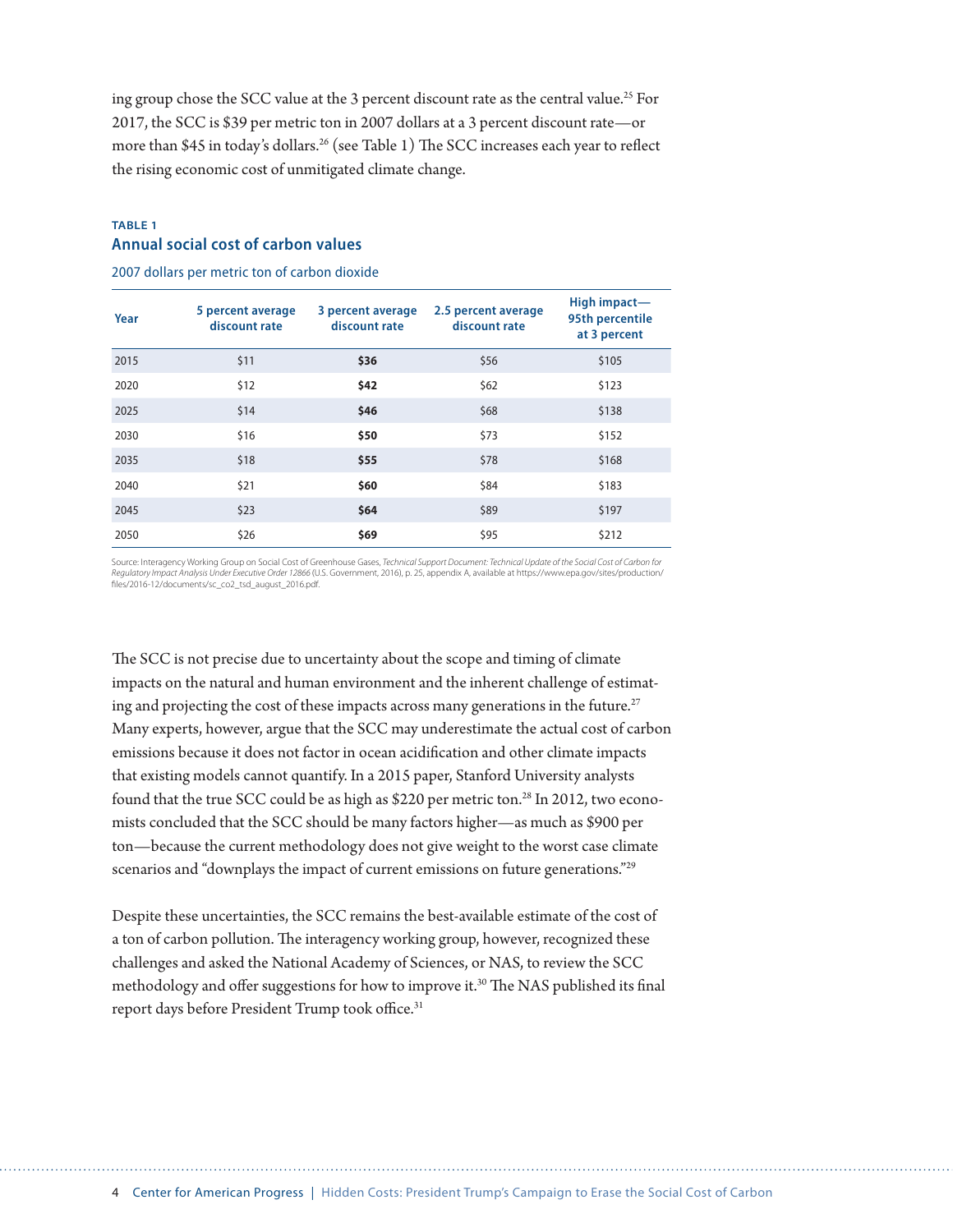ing group chose the SCC value at the 3 percent discount rate as the central value.[25] For 2017, the SCC is $39 per metric ton in 2007 dollars at a 3 percent discount rate—or more than $45 in today's dollars.[26] (see Table 1) The SCC increases each year to reflect the rising economic cost of unmitigated climate change.

**TABLE 1**

### Annual social cost of carbon values

2007 dollars per metric ton of carbon dioxide

| Year | 5 percent average discount rate | 3 percent average discount rate | 2.5 percent average discount rate | High impact—95th percentile at 3 percent |
|---|---|---|---|---|
| 2015 | $11 | **$36** | $56 | $105 |
| 2020 | $12 | **$42** | $62 | $123 |
| 2025 | $14 | **$46** | $68 | $138 |
| 2030 | $16 | **$50** | $73 | $152 |
| 2035 | $18 | **$55** | $78 | $168 |
| 2040 | $21 | **$60** | $84 | $183 |
| 2045 | $23 | **$64** | $89 | $197 |
| 2050 | $26 | **$69** | $95 | $212 |

Source: Interagency Working Group on Social Cost of Greenhouse Gases, *Technical Support Document: Technical Update of the Social Cost of Carbon for Regulatory Impact Analysis Under Executive Order 12866* (U.S. Government, 2016), p. 25, appendix A, available at https://www.epa.gov/sites/production/files/2016-12/documents/sc_co2_tsd_august_2016.pdf.

The SCC is not precise due to uncertainty about the scope and timing of climate impacts on the natural and human environment and the inherent challenge of estimating and projecting the cost of these impacts across many generations in the future.[27] Many experts, however, argue that the SCC may underestimate the actual cost of carbon emissions because it does not factor in ocean acidification and other climate impacts that existing models cannot quantify. In a 2015 paper, Stanford University analysts found that the true SCC could be as high as $220 per metric ton.[28] In 2012, two economists concluded that the SCC should be many factors higher—as much as $900 per ton—because the current methodology does not give weight to the worst case climate scenarios and "downplays the impact of current emissions on future generations."[29]

Despite these uncertainties, the SCC remains the best-available estimate of the cost of a ton of carbon pollution. The interagency working group, however, recognized these challenges and asked the National Academy of Sciences, or NAS, to review the SCC methodology and offer suggestions for how to improve it.[30] The NAS published its final report days before President Trump took office.[31]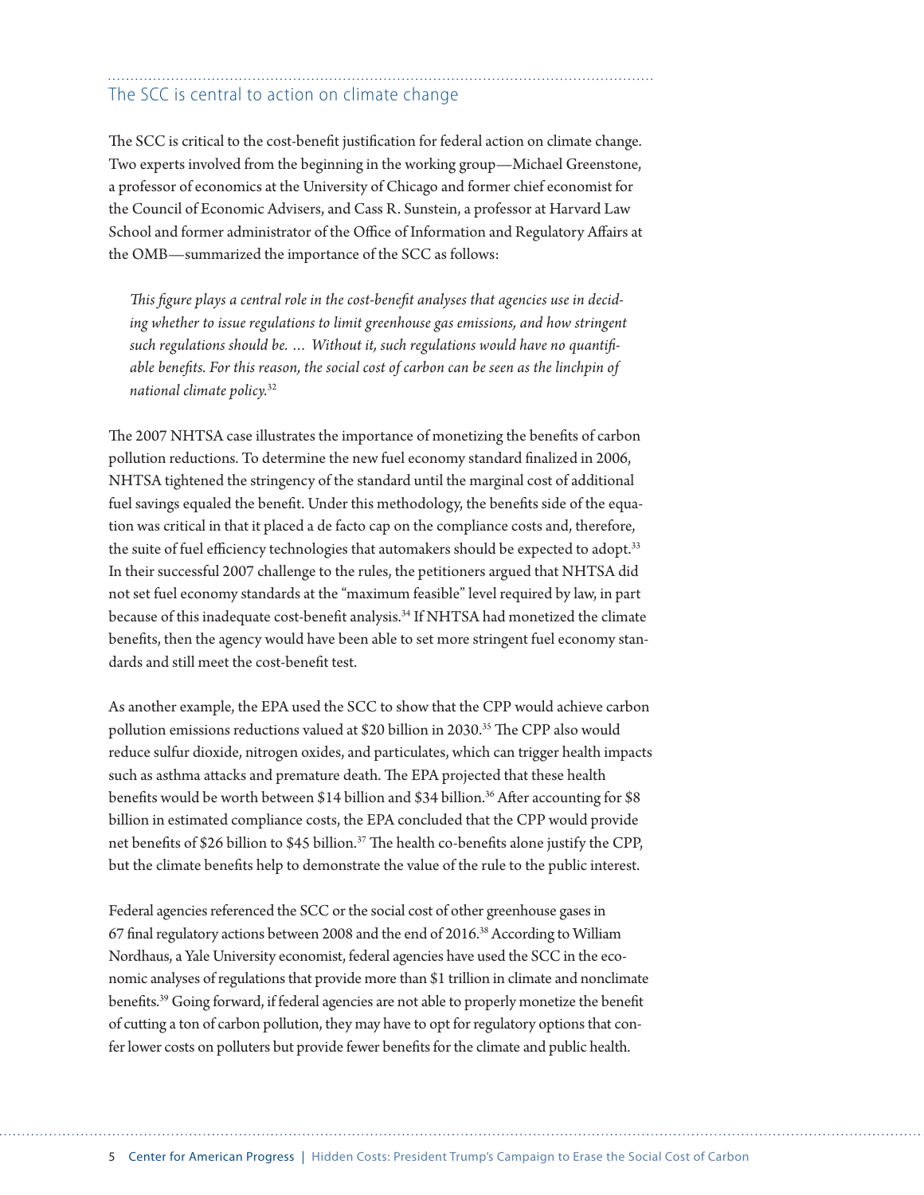## The SCC is central to action on climate change

The SCC is critical to the cost-benefit justification for federal action on climate change. Two experts involved from the beginning in the working group—Michael Greenstone, a professor of economics at the University of Chicago and former chief economist for the Council of Economic Advisers, and Cass R. Sunstein, a professor at Harvard Law School and former administrator of the Office of Information and Regulatory Affairs at the OMB—summarized the importance of the SCC as follows:

> *This figure plays a central role in the cost-benefit analyses that agencies use in deciding whether to issue regulations to limit greenhouse gas emissions, and how stringent such regulations should be. … Without it, such regulations would have no quantifiable benefits. For this reason, the social cost of carbon can be seen as the linchpin of national climate policy.*[32]

The 2007 NHTSA case illustrates the importance of monetizing the benefits of carbon pollution reductions. To determine the new fuel economy standard finalized in 2006, NHTSA tightened the stringency of the standard until the marginal cost of additional fuel savings equaled the benefit. Under this methodology, the benefits side of the equation was critical in that it placed a de facto cap on the compliance costs and, therefore, the suite of fuel efficiency technologies that automakers should be expected to adopt.[33] In their successful 2007 challenge to the rules, the petitioners argued that NHTSA did not set fuel economy standards at the "maximum feasible" level required by law, in part because of this inadequate cost-benefit analysis.[34] If NHTSA had monetized the climate benefits, then the agency would have been able to set more stringent fuel economy standards and still meet the cost-benefit test.

As another example, the EPA used the SCC to show that the CPP would achieve carbon pollution emissions reductions valued at $20 billion in 2030.[35] The CPP also would reduce sulfur dioxide, nitrogen oxides, and particulates, which can trigger health impacts such as asthma attacks and premature death. The EPA projected that these health benefits would be worth between $14 billion and $34 billion.[36] After accounting for $8 billion in estimated compliance costs, the EPA concluded that the CPP would provide net benefits of $26 billion to $45 billion.[37] The health co-benefits alone justify the CPP, but the climate benefits help to demonstrate the value of the rule to the public interest.

Federal agencies referenced the SCC or the social cost of other greenhouse gases in 67 final regulatory actions between 2008 and the end of 2016.[38] According to William Nordhaus, a Yale University economist, federal agencies have used the SCC in the economic analyses of regulations that provide more than $1 trillion in climate and nonclimate benefits.[39] Going forward, if federal agencies are not able to properly monetize the benefit of cutting a ton of carbon pollution, they may have to opt for regulatory options that confer lower costs on polluters but provide fewer benefits for the climate and public health.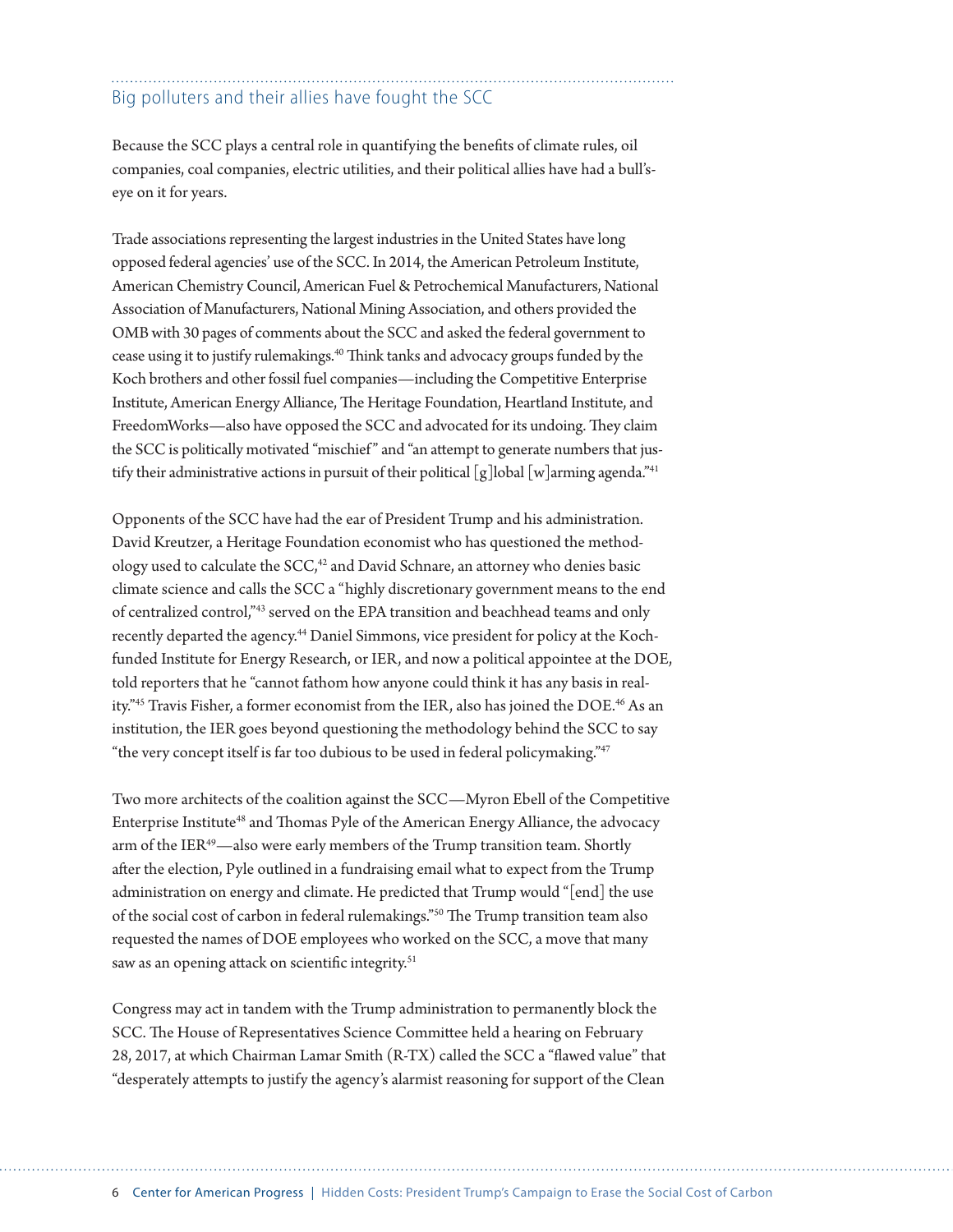## Big polluters and their allies have fought the SCC

Because the SCC plays a central role in quantifying the benefits of climate rules, oil companies, coal companies, electric utilities, and their political allies have had a bull's-eye on it for years.

Trade associations representing the largest industries in the United States have long opposed federal agencies' use of the SCC. In 2014, the American Petroleum Institute, American Chemistry Council, American Fuel & Petrochemical Manufacturers, National Association of Manufacturers, National Mining Association, and others provided the OMB with 30 pages of comments about the SCC and asked the federal government to cease using it to justify rulemakings.[40] Think tanks and advocacy groups funded by the Koch brothers and other fossil fuel companies—including the Competitive Enterprise Institute, American Energy Alliance, The Heritage Foundation, Heartland Institute, and FreedomWorks—also have opposed the SCC and advocated for its undoing. They claim the SCC is politically motivated "mischief" and "an attempt to generate numbers that justify their administrative actions in pursuit of their political [g]lobal [w]arming agenda."[41]

Opponents of the SCC have had the ear of President Trump and his administration. David Kreutzer, a Heritage Foundation economist who has questioned the methodology used to calculate the SCC,[42] and David Schnare, an attorney who denies basic climate science and calls the SCC a "highly discretionary government means to the end of centralized control,"[43] served on the EPA transition and beachhead teams and only recently departed the agency.[44] Daniel Simmons, vice president for policy at the Koch-funded Institute for Energy Research, or IER, and now a political appointee at the DOE, told reporters that he "cannot fathom how anyone could think it has any basis in reality."[45] Travis Fisher, a former economist from the IER, also has joined the DOE.[46] As an institution, the IER goes beyond questioning the methodology behind the SCC to say "the very concept itself is far too dubious to be used in federal policymaking."[47]

Two more architects of the coalition against the SCC—Myron Ebell of the Competitive Enterprise Institute[48] and Thomas Pyle of the American Energy Alliance, the advocacy arm of the IER[49]—also were early members of the Trump transition team. Shortly after the election, Pyle outlined in a fundraising email what to expect from the Trump administration on energy and climate. He predicted that Trump would "[end] the use of the social cost of carbon in federal rulemakings."[50] The Trump transition team also requested the names of DOE employees who worked on the SCC, a move that many saw as an opening attack on scientific integrity.[51]

Congress may act in tandem with the Trump administration to permanently block the SCC. The House of Representatives Science Committee held a hearing on February 28, 2017, at which Chairman Lamar Smith (R-TX) called the SCC a "flawed value" that "desperately attempts to justify the agency's alarmist reasoning for support of the Clean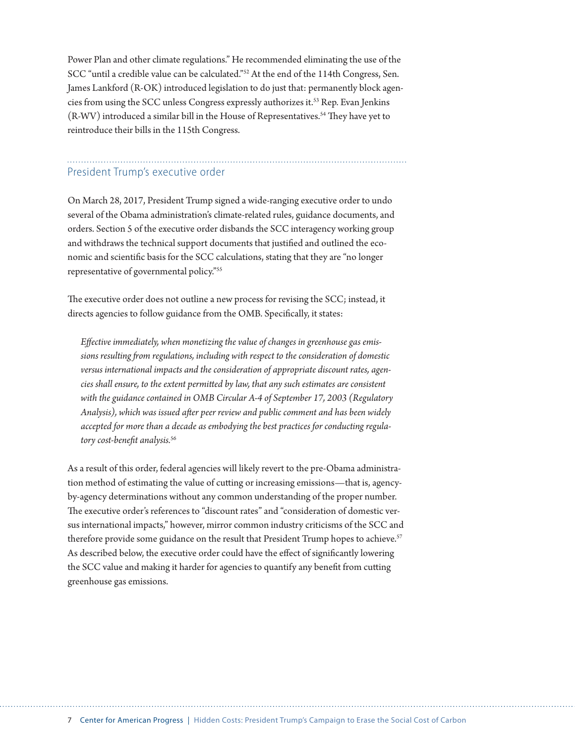Power Plan and other climate regulations." He recommended eliminating the use of the SCC "until a credible value can be calculated."[52] At the end of the 114th Congress, Sen. James Lankford (R-OK) introduced legislation to do just that: permanently block agencies from using the SCC unless Congress expressly authorizes it.[53] Rep. Evan Jenkins (R-WV) introduced a similar bill in the House of Representatives.[54] They have yet to reintroduce their bills in the 115th Congress.

## President Trump's executive order

On March 28, 2017, President Trump signed a wide-ranging executive order to undo several of the Obama administration's climate-related rules, guidance documents, and orders. Section 5 of the executive order disbands the SCC interagency working group and withdraws the technical support documents that justified and outlined the economic and scientific basis for the SCC calculations, stating that they are "no longer representative of governmental policy."[55]

The executive order does not outline a new process for revising the SCC; instead, it directs agencies to follow guidance from the OMB. Specifically, it states:

> *Effective immediately, when monetizing the value of changes in greenhouse gas emissions resulting from regulations, including with respect to the consideration of domestic versus international impacts and the consideration of appropriate discount rates, agencies shall ensure, to the extent permitted by law, that any such estimates are consistent with the guidance contained in OMB Circular A-4 of September 17, 2003 (Regulatory Analysis), which was issued after peer review and public comment and has been widely accepted for more than a decade as embodying the best practices for conducting regulatory cost-benefit analysis.*[56]

As a result of this order, federal agencies will likely revert to the pre-Obama administration method of estimating the value of cutting or increasing emissions—that is, agency-by-agency determinations without any common understanding of the proper number. The executive order's references to "discount rates" and "consideration of domestic versus international impacts," however, mirror common industry criticisms of the SCC and therefore provide some guidance on the result that President Trump hopes to achieve.[57] As described below, the executive order could have the effect of significantly lowering the SCC value and making it harder for agencies to quantify any benefit from cutting greenhouse gas emissions.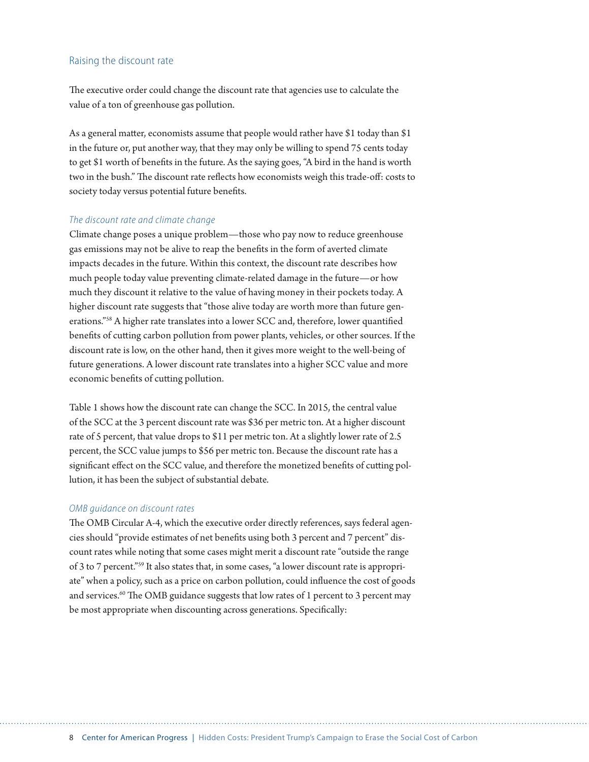## Raising the discount rate

The executive order could change the discount rate that agencies use to calculate the value of a ton of greenhouse gas pollution.

As a general matter, economists assume that people would rather have $1 today than $1 in the future or, put another way, that they may only be willing to spend 75 cents today to get $1 worth of benefits in the future. As the saying goes, "A bird in the hand is worth two in the bush." The discount rate reflects how economists weigh this trade-off: costs to society today versus potential future benefits.

### *The discount rate and climate change*

Climate change poses a unique problem—those who pay now to reduce greenhouse gas emissions may not be alive to reap the benefits in the form of averted climate impacts decades in the future. Within this context, the discount rate describes how much people today value preventing climate-related damage in the future—or how much they discount it relative to the value of having money in their pockets today. A higher discount rate suggests that "those alive today are worth more than future generations."[58] A higher rate translates into a lower SCC and, therefore, lower quantified benefits of cutting carbon pollution from power plants, vehicles, or other sources. If the discount rate is low, on the other hand, then it gives more weight to the well-being of future generations. A lower discount rate translates into a higher SCC value and more economic benefits of cutting pollution.

Table 1 shows how the discount rate can change the SCC. In 2015, the central value of the SCC at the 3 percent discount rate was $36 per metric ton. At a higher discount rate of 5 percent, that value drops to $11 per metric ton. At a slightly lower rate of 2.5 percent, the SCC value jumps to $56 per metric ton. Because the discount rate has a significant effect on the SCC value, and therefore the monetized benefits of cutting pollution, it has been the subject of substantial debate.

### *OMB guidance on discount rates*

The OMB Circular A-4, which the executive order directly references, says federal agencies should "provide estimates of net benefits using both 3 percent and 7 percent" discount rates while noting that some cases might merit a discount rate "outside the range of 3 to 7 percent."[59] It also states that, in some cases, "a lower discount rate is appropriate" when a policy, such as a price on carbon pollution, could influence the cost of goods and services.[60] The OMB guidance suggests that low rates of 1 percent to 3 percent may be most appropriate when discounting across generations. Specifically: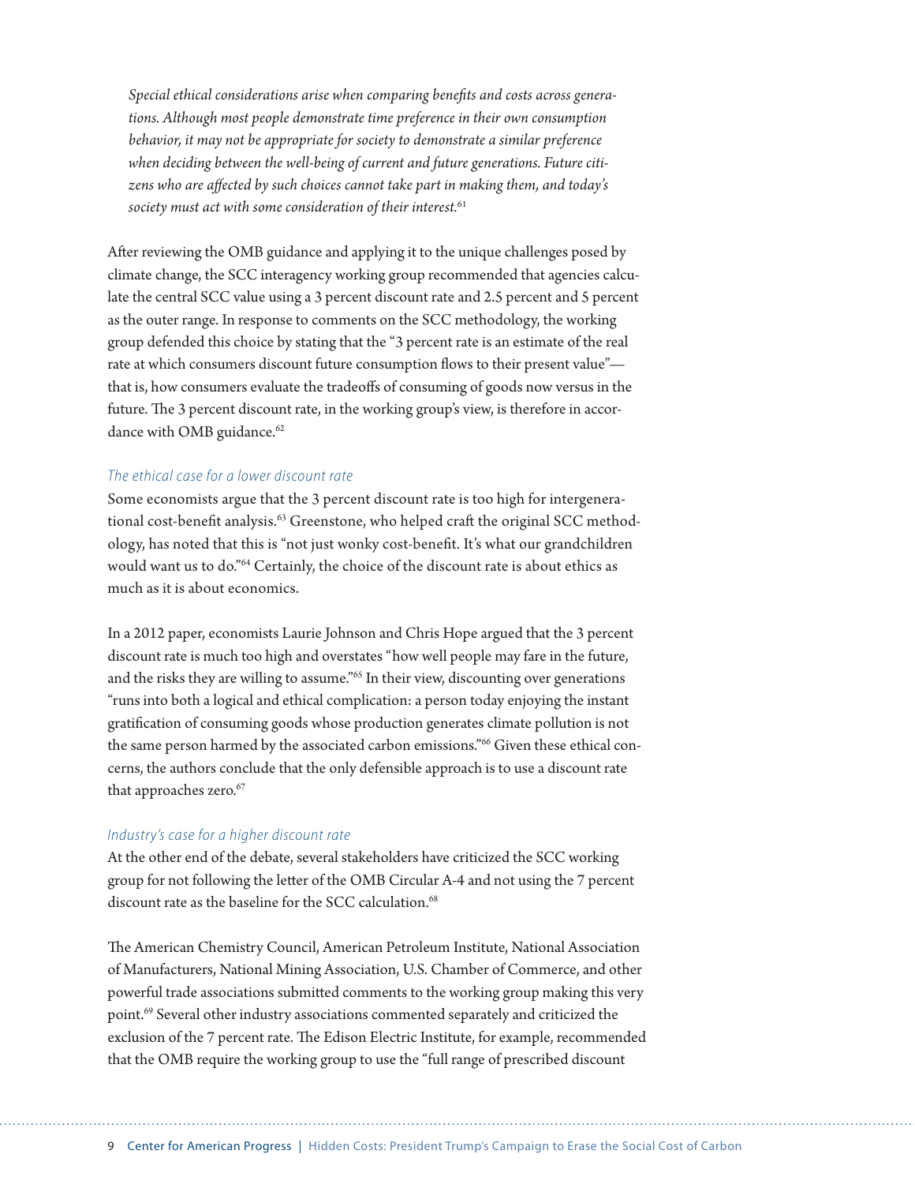> *Special ethical considerations arise when comparing benefits and costs across generations. Although most people demonstrate time preference in their own consumption behavior, it may not be appropriate for society to demonstrate a similar preference when deciding between the well-being of current and future generations. Future citizens who are affected by such choices cannot take part in making them, and today's society must act with some consideration of their interest.*[61]

After reviewing the OMB guidance and applying it to the unique challenges posed by climate change, the SCC interagency working group recommended that agencies calculate the central SCC value using a 3 percent discount rate and 2.5 percent and 5 percent as the outer range. In response to comments on the SCC methodology, the working group defended this choice by stating that the "3 percent rate is an estimate of the real rate at which consumers discount future consumption flows to their present value"—that is, how consumers evaluate the tradeoffs of consuming of goods now versus in the future. The 3 percent discount rate, in the working group's view, is therefore in accordance with OMB guidance.[62]

### *The ethical case for a lower discount rate*

Some economists argue that the 3 percent discount rate is too high for intergenerational cost-benefit analysis.[63] Greenstone, who helped craft the original SCC methodology, has noted that this is "not just wonky cost-benefit. It's what our grandchildren would want us to do."[64] Certainly, the choice of the discount rate is about ethics as much as it is about economics.

In a 2012 paper, economists Laurie Johnson and Chris Hope argued that the 3 percent discount rate is much too high and overstates "how well people may fare in the future, and the risks they are willing to assume."[65] In their view, discounting over generations "runs into both a logical and ethical complication: a person today enjoying the instant gratification of consuming goods whose production generates climate pollution is not the same person harmed by the associated carbon emissions."[66] Given these ethical concerns, the authors conclude that the only defensible approach is to use a discount rate that approaches zero.[67]

### *Industry's case for a higher discount rate*

At the other end of the debate, several stakeholders have criticized the SCC working group for not following the letter of the OMB Circular A-4 and not using the 7 percent discount rate as the baseline for the SCC calculation.[68]

The American Chemistry Council, American Petroleum Institute, National Association of Manufacturers, National Mining Association, U.S. Chamber of Commerce, and other powerful trade associations submitted comments to the working group making this very point.[69] Several other industry associations commented separately and criticized the exclusion of the 7 percent rate. The Edison Electric Institute, for example, recommended that the OMB require the working group to use the "full range of prescribed discount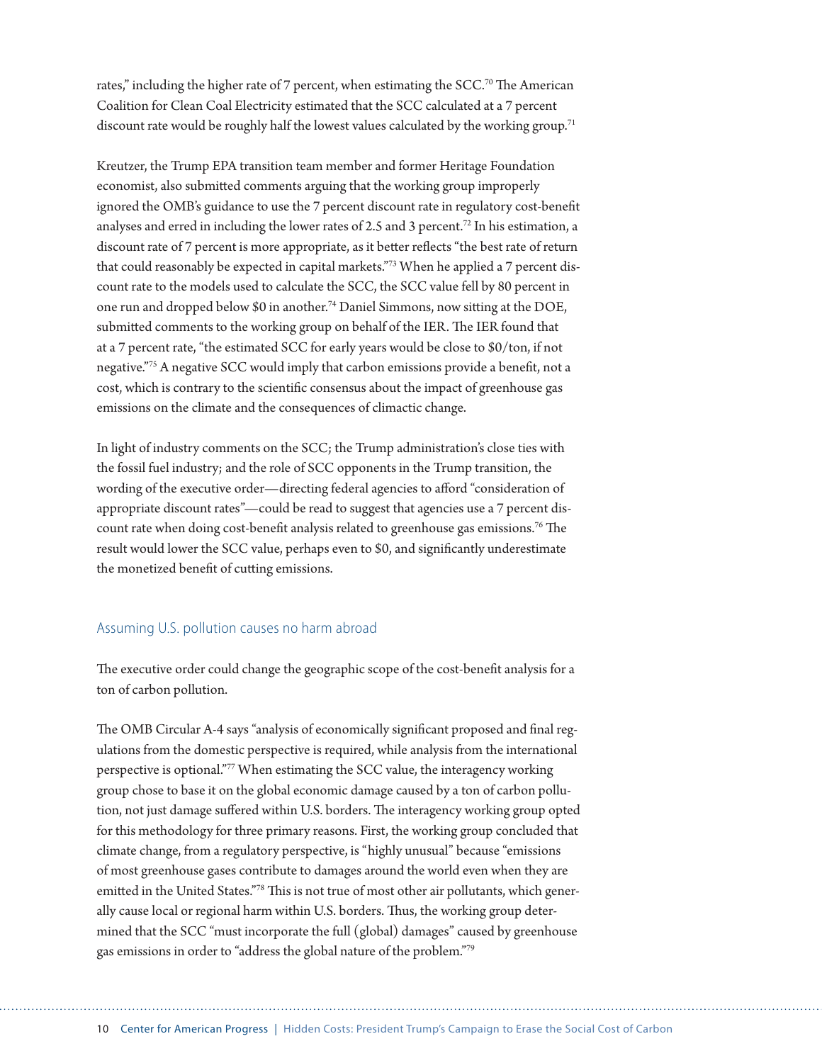rates," including the higher rate of 7 percent, when estimating the SCC.[70] The American Coalition for Clean Coal Electricity estimated that the SCC calculated at a 7 percent discount rate would be roughly half the lowest values calculated by the working group.[71]

Kreutzer, the Trump EPA transition team member and former Heritage Foundation economist, also submitted comments arguing that the working group improperly ignored the OMB's guidance to use the 7 percent discount rate in regulatory cost-benefit analyses and erred in including the lower rates of 2.5 and 3 percent.[72] In his estimation, a discount rate of 7 percent is more appropriate, as it better reflects "the best rate of return that could reasonably be expected in capital markets."[73] When he applied a 7 percent discount rate to the models used to calculate the SCC, the SCC value fell by 80 percent in one run and dropped below $0 in another.[74] Daniel Simmons, now sitting at the DOE, submitted comments to the working group on behalf of the IER. The IER found that at a 7 percent rate, "the estimated SCC for early years would be close to $0/ton, if not negative."[75] A negative SCC would imply that carbon emissions provide a benefit, not a cost, which is contrary to the scientific consensus about the impact of greenhouse gas emissions on the climate and the consequences of climactic change.

In light of industry comments on the SCC; the Trump administration's close ties with the fossil fuel industry; and the role of SCC opponents in the Trump transition, the wording of the executive order—directing federal agencies to afford "consideration of appropriate discount rates"—could be read to suggest that agencies use a 7 percent discount rate when doing cost-benefit analysis related to greenhouse gas emissions.[76] The result would lower the SCC value, perhaps even to $0, and significantly underestimate the monetized benefit of cutting emissions.

## Assuming U.S. pollution causes no harm abroad

The executive order could change the geographic scope of the cost-benefit analysis for a ton of carbon pollution.

The OMB Circular A-4 says "analysis of economically significant proposed and final regulations from the domestic perspective is required, while analysis from the international perspective is optional."[77] When estimating the SCC value, the interagency working group chose to base it on the global economic damage caused by a ton of carbon pollution, not just damage suffered within U.S. borders. The interagency working group opted for this methodology for three primary reasons. First, the working group concluded that climate change, from a regulatory perspective, is "highly unusual" because "emissions of most greenhouse gases contribute to damages around the world even when they are emitted in the United States."[78] This is not true of most other air pollutants, which generally cause local or regional harm within U.S. borders. Thus, the working group determined that the SCC "must incorporate the full (global) damages" caused by greenhouse gas emissions in order to "address the global nature of the problem."[79]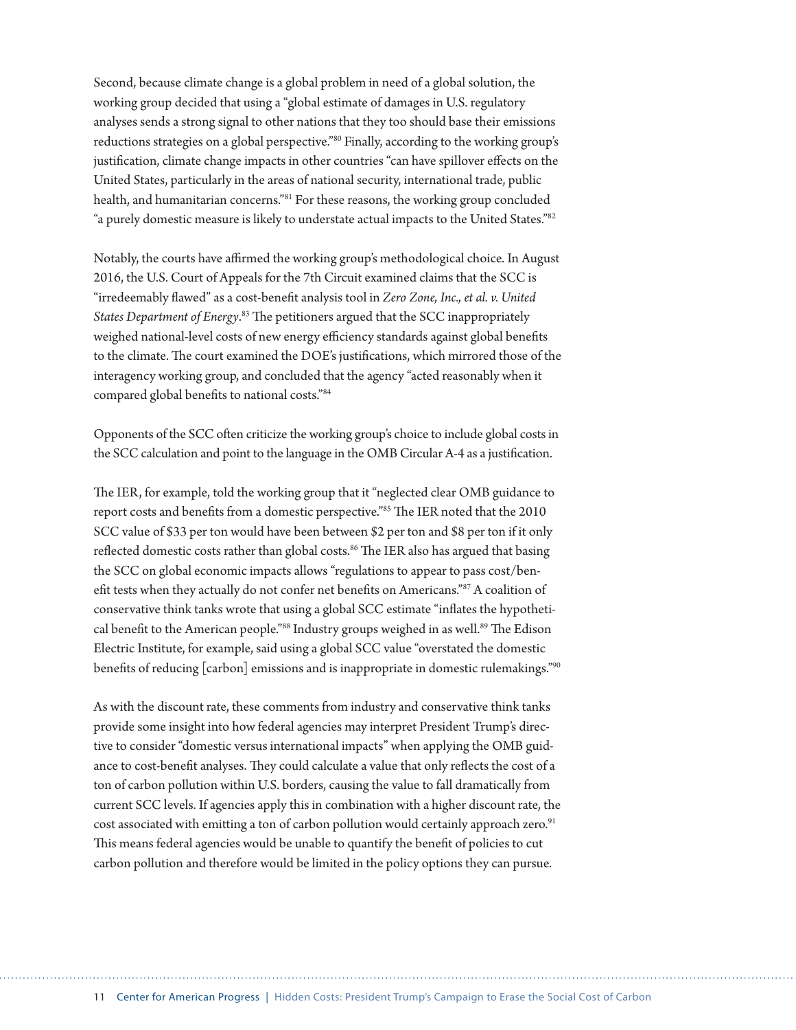Second, because climate change is a global problem in need of a global solution, the working group decided that using a "global estimate of damages in U.S. regulatory analyses sends a strong signal to other nations that they too should base their emissions reductions strategies on a global perspective."[80] Finally, according to the working group's justification, climate change impacts in other countries "can have spillover effects on the United States, particularly in the areas of national security, international trade, public health, and humanitarian concerns."[81] For these reasons, the working group concluded "a purely domestic measure is likely to understate actual impacts to the United States."[82]

Notably, the courts have affirmed the working group's methodological choice. In August 2016, the U.S. Court of Appeals for the 7th Circuit examined claims that the SCC is "irredeemably flawed" as a cost-benefit analysis tool in *Zero Zone, Inc., et al. v. United States Department of Energy*.[83] The petitioners argued that the SCC inappropriately weighed national-level costs of new energy efficiency standards against global benefits to the climate. The court examined the DOE's justifications, which mirrored those of the interagency working group, and concluded that the agency "acted reasonably when it compared global benefits to national costs."[84]

Opponents of the SCC often criticize the working group's choice to include global costs in the SCC calculation and point to the language in the OMB Circular A-4 as a justification.

The IER, for example, told the working group that it "neglected clear OMB guidance to report costs and benefits from a domestic perspective."[85] The IER noted that the 2010 SCC value of $33 per ton would have been between $2 per ton and $8 per ton if it only reflected domestic costs rather than global costs.[86] The IER also has argued that basing the SCC on global economic impacts allows "regulations to appear to pass cost/benefit tests when they actually do not confer net benefits on Americans."[87] A coalition of conservative think tanks wrote that using a global SCC estimate "inflates the hypothetical benefit to the American people."[88] Industry groups weighed in as well.[89] The Edison Electric Institute, for example, said using a global SCC value "overstated the domestic benefits of reducing [carbon] emissions and is inappropriate in domestic rulemakings."[90]

As with the discount rate, these comments from industry and conservative think tanks provide some insight into how federal agencies may interpret President Trump's directive to consider "domestic versus international impacts" when applying the OMB guidance to cost-benefit analyses. They could calculate a value that only reflects the cost of a ton of carbon pollution within U.S. borders, causing the value to fall dramatically from current SCC levels. If agencies apply this in combination with a higher discount rate, the cost associated with emitting a ton of carbon pollution would certainly approach zero.[91] This means federal agencies would be unable to quantify the benefit of policies to cut carbon pollution and therefore would be limited in the policy options they can pursue.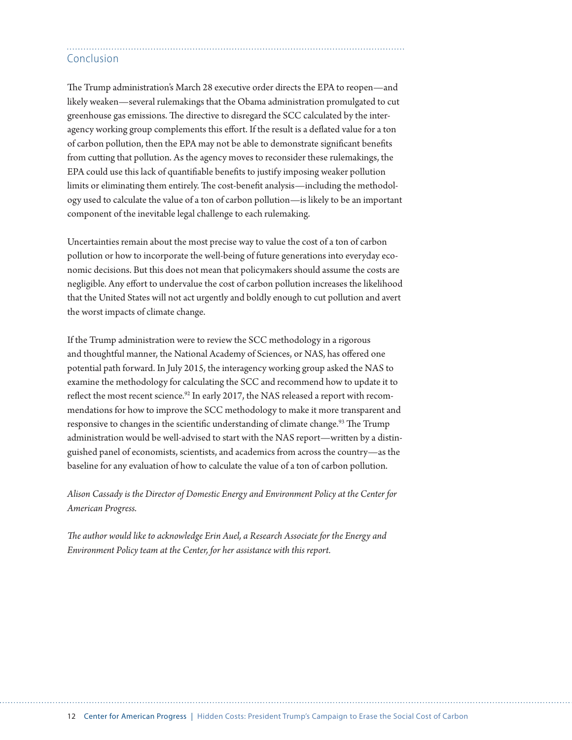## Conclusion

The Trump administration's March 28 executive order directs the EPA to reopen—and likely weaken—several rulemakings that the Obama administration promulgated to cut greenhouse gas emissions. The directive to disregard the SCC calculated by the interagency working group complements this effort. If the result is a deflated value for a ton of carbon pollution, then the EPA may not be able to demonstrate significant benefits from cutting that pollution. As the agency moves to reconsider these rulemakings, the EPA could use this lack of quantifiable benefits to justify imposing weaker pollution limits or eliminating them entirely. The cost-benefit analysis—including the methodology used to calculate the value of a ton of carbon pollution—is likely to be an important component of the inevitable legal challenge to each rulemaking.

Uncertainties remain about the most precise way to value the cost of a ton of carbon pollution or how to incorporate the well-being of future generations into everyday economic decisions. But this does not mean that policymakers should assume the costs are negligible. Any effort to undervalue the cost of carbon pollution increases the likelihood that the United States will not act urgently and boldly enough to cut pollution and avert the worst impacts of climate change.

If the Trump administration were to review the SCC methodology in a rigorous and thoughtful manner, the National Academy of Sciences, or NAS, has offered one potential path forward. In July 2015, the interagency working group asked the NAS to examine the methodology for calculating the SCC and recommend how to update it to reflect the most recent science.[92] In early 2017, the NAS released a report with recommendations for how to improve the SCC methodology to make it more transparent and responsive to changes in the scientific understanding of climate change.[93] The Trump administration would be well-advised to start with the NAS report—written by a distinguished panel of economists, scientists, and academics from across the country—as the baseline for any evaluation of how to calculate the value of a ton of carbon pollution.

*Alison Cassady is the Director of Domestic Energy and Environment Policy at the Center for American Progress.*

*The author would like to acknowledge Erin Auel, a Research Associate for the Energy and Environment Policy team at the Center, for her assistance with this report.*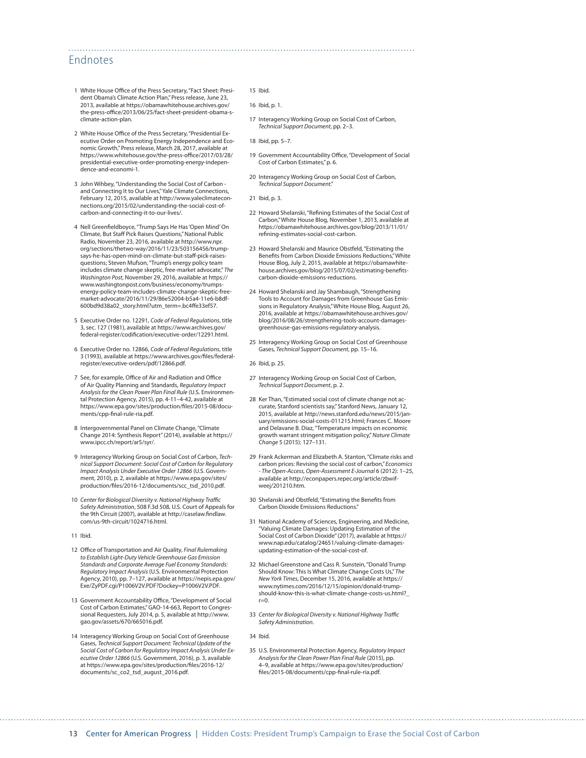## Endnotes

1 White House Office of the Press Secretary, "Fact Sheet: President Obama's Climate Action Plan," Press release, June 23, 2013, available at https://obamawhitehouse.archives.gov/the-press-office/2013/06/25/fact-sheet-president-obama-s-climate-action-plan.

2 White House Office of the Press Secretary, "Presidential Executive Order on Promoting Energy Independence and Economic Growth," Press release, March 28, 2017, available at https://www.whitehouse.gov/the-press-office/2017/03/28/presidential-executive-order-promoting-energy-independence-and-economi-1.

3 John Wihbey, "Understanding the Social Cost of Carbon - and Connecting It to Our Lives," Yale Climate Connections, February 12, 2015, available at http://www.yaleclimateconnections.org/2015/02/understanding-the-social-cost-of-carbon-and-connecting-it-to-our-lives/.

4 Nell Greenfieldboyce, "Trump Says He Has 'Open Mind' On Climate, But Staff Pick Raises Questions," National Public Radio, November 23, 2016, available at http://www.npr.org/sections/thetwo-way/2016/11/23/503156456/trump-says-he-has-open-mind-on-climate-but-staff-pick-raises-questions; Steven Mufson, "Trump's energy policy team includes climate change skeptic, free-market advocate," *The Washington Post*, November 29, 2016, available at https://www.washingtonpost.com/business/economy/trumps-energy-policy-team-includes-climate-change-skeptic-free-market-advocate/2016/11/29/86e52004-b5a4-11e6-b8df-600bd9d38a02_story.html?utm_term=.bc4ffe33ef57.

5 Executive Order no. 12291, *Code of Federal Regulations*, title 3, sec. 127 (1981), available at https://www.archives.gov/federal-register/codification/executive-order/12291.html.

6 Executive Order no. 12866, *Code of Federal Regulations*, title 3 (1993), available at https://www.archives.gov/files/federal-register/executive-orders/pdf/12866.pdf.

7 See, for example, Office of Air and Radiation and Office of Air Quality Planning and Standards, *Regulatory Impact Analysis for the Clean Power Plan Final Rule* (U.S. Environmental Protection Agency, 2015), pp. 4-11–4-42, available at https://www.epa.gov/sites/production/files/2015-08/documents/cpp-final-rule-ria.pdf.

8 Intergovernmental Panel on Climate Change, "Climate Change 2014: Synthesis Report" (2014), available at https://www.ipcc.ch/report/ar5/syr/.

9 Interagency Working Group on Social Cost of Carbon, *Technical Support Document: Social Cost of Carbon for Regulatory Impact Analysis Under Executive Order 12866* (U.S. Government, 2010), p. 2, available at https://www.epa.gov/sites/production/files/2016-12/documents/scc_tsd_2010.pdf.

10 *Center for Biological Diversity v. National Highway Traffic Safety Administration*, 508 F.3d 508, U.S. Court of Appeals for the 9th Circuit (2007), available at http://caselaw.findlaw.com/us-9th-circuit/1024716.html.

11 Ibid.

12 Office of Transportation and Air Quality, *Final Rulemaking to Establish Light-Duty Vehicle Greenhouse Gas Emission Standards and Corporate Average Fuel Economy Standards: Regulatory Impact Analysis* (U.S. Environmental Protection Agency, 2010), pp. 7–127, available at https://nepis.epa.gov/Exe/ZyPDF.cgi/P1006V2V.PDF?Dockey=P1006V2V.PDF.

13 Government Accountability Office, "Development of Social Cost of Carbon Estimates," GAO-14-663, Report to Congressional Requesters, July 2014, p. 5, available at http://www.gao.gov/assets/670/665016.pdf.

14 Interagency Working Group on Social Cost of Greenhouse Gases, *Technical Support Document: Technical Update of the Social Cost of Carbon for Regulatory Impact Analysis Under Executive Order 12866* (U.S. Government, 2016), p. 3, available at https://www.epa.gov/sites/production/files/2016-12/documents/sc_co2_tsd_august_2016.pdf.

15 Ibid.

16 Ibid, p. 1.

17 Interagency Working Group on Social Cost of Carbon, *Technical Support Document*, pp. 2–3.

18 Ibid, pp. 5–7.

19 Government Accountability Office, "Development of Social Cost of Carbon Estimates," p. 6.

20 Interagency Working Group on Social Cost of Carbon, *Technical Support Document*."

21 Ibid, p. 3.

22 Howard Shelanski, "Refining Estimates of the Social Cost of Carbon," White House Blog, November 1, 2013, available at https://obamawhitehouse.archives.gov/blog/2013/11/01/refining-estimates-social-cost-carbon.

23 Howard Shelanski and Maurice Obstfeld, "Estimating the Benefits from Carbon Dioxide Emissions Reductions," White House Blog, July 2, 2015, available at https://obamawhitehouse.archives.gov/blog/2015/07/02/estimating-benefits-carbon-dioxide-emissions-reductions.

24 Howard Shelanski and Jay Shambaugh, "Strengthening Tools to Account for Damages from Greenhouse Gas Emissions in Regulatory Analysis," White House Blog, August 26, 2016, available at https://obamawhitehouse.archives.gov/blog/2016/08/26/strengthening-tools-account-damages-greenhouse-gas-emissions-regulatory-analysis.

25 Interagency Working Group on Social Cost of Greenhouse Gases, *Technical Support Document*, pp. 15–16.

26 Ibid, p. 25.

27 Interagency Working Group on Social Cost of Carbon, *Technical Support Document*, p. 2.

28 Ker Than, "Estimated social cost of climate change not accurate, Stanford scientists say," Stanford News, January 12, 2015, available at http://news.stanford.edu/news/2015/january/emissions-social-costs-011215.html; Frances C. Moore and Delavane B. Diaz, "Temperature impacts on economic growth warrant stringent mitigation policy," *Nature Climate Change* 5 (2015): 127–131.

29 Frank Ackerman and Elizabeth A. Stanton, "Climate risks and carbon prices: Revising the social cost of carbon," *Economics - The Open-Access, Open-Assessment E-Journal* 6 (2012): 1–25, available at http://econpapers.repec.org/article/zbwifweej/201210.htm.

30 Shelanski and Obstfeld, "Estimating the Benefits from Carbon Dioxide Emissions Reductions."

31 National Academy of Sciences, Engineering, and Medicine, "Valuing Climate Damages: Updating Estimation of the Social Cost of Carbon Dioxide" (2017), available at https://www.nap.edu/catalog/24651/valuing-climate-damages-updating-estimation-of-the-social-cost-of.

32 Michael Greenstone and Cass R. Sunstein, "Donald Trump Should Know: This Is What Climate Change Costs Us," *The New York Times*, December 15, 2016, available at https://www.nytimes.com/2016/12/15/opinion/donald-trump-should-know-this-is-what-climate-change-costs-us.html?_r=0.

33 *Center for Biological Diversity v. National Highway Traffic Safety Administration*.

34 Ibid.

35 U.S. Environmental Protection Agency, *Regulatory Impact Analysis for the Clean Power Plan Final Rule* (2015), pp. 4–9, available at https://www.epa.gov/sites/production/files/2015-08/documents/cpp-final-rule-ria.pdf.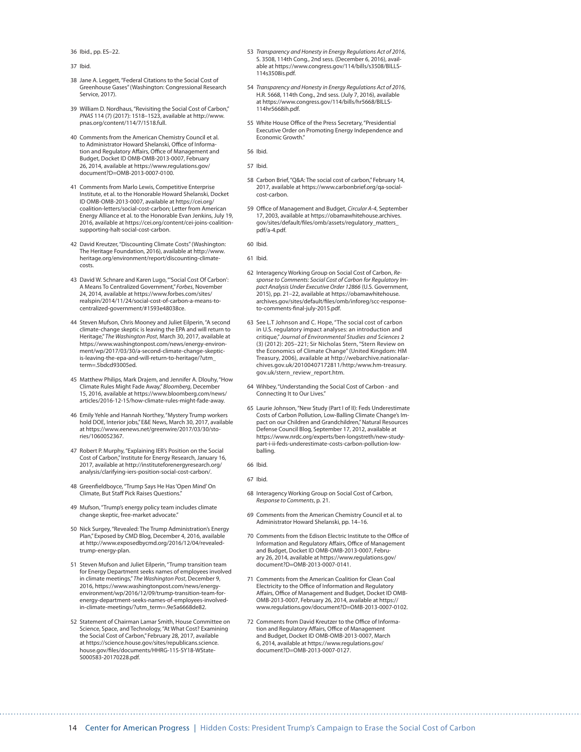36 Ibid., pp. ES–22.

37 Ibid.

38 Jane A. Leggett, "Federal Citations to the Social Cost of Greenhouse Gases" (Washington: Congressional Research Service, 2017).

39 William D. Nordhaus, "Revisiting the Social Cost of Carbon," *PNAS* 114 (7) (2017): 1518–1523, available at http://www.pnas.org/content/114/7/1518.full.

40 Comments from the American Chemistry Council et al. to Administrator Howard Shelanski, Office of Information and Regulatory Affairs, Office of Management and Budget, Docket ID OMB-OMB-2013-0007, February 26, 2014, available at https://www.regulations.gov/document?D=OMB-2013-0007-0100.

41 Comments from Marlo Lewis, Competitive Enterprise Institute, et al. to the Honorable Howard Shelanski, Docket ID OMB-OMB-2013-0007, available at https://cei.org/coalition-letters/social-cost-carbon; Letter from American Energy Alliance et al. to the Honorable Evan Jenkins, July 19, 2016, available at https://cei.org/content/cei-joins-coalition-supporting-halt-social-cost-carbon.

42 David Kreutzer, "Discounting Climate Costs" (Washington: The Heritage Foundation, 2016), available at http://www.heritage.org/environment/report/discounting-climate-costs.

43 David W. Schnare and Karen Lugo, "'Social Cost Of Carbon': A Means To Centralized Government," *Forbes*, November 24, 2014, available at https://www.forbes.com/sites/realspin/2014/11/24/social-cost-of-carbon-a-means-to-centralized-government/#1593e48038ce.

44 Steven Mufson, Chris Mooney and Juliet Eilperin, "A second climate-change skeptic is leaving the EPA and will return to Heritage," *The Washington Post*, March 30, 2017, available at https://www.washingtonpost.com/news/energy-environment/wp/2017/03/30/a-second-climate-change-skeptic-is-leaving-the-epa-and-will-return-to-heritage/?utm_term=.5bdcd93005ed.

45 Matthew Philips, Mark Drajem, and Jennifer A. Dlouhy, "How Climate Rules Might Fade Away," *Bloomberg*, December 15, 2016, available at https://www.bloomberg.com/news/articles/2016-12-15/how-climate-rules-might-fade-away.

46 Emily Yehle and Hannah Northey, "Mystery Trump workers hold DOE, Interior jobs," E&E News, March 30, 2017, available at https://www.eenews.net/greenwire/2017/03/30/stories/1060052367.

47 Robert P. Murphy, "Explaining IER's Position on the Social Cost of Carbon," Institute for Energy Research, January 16, 2017, available at http://instituteforenergyresearch.org/analysis/clarifying-iers-position-social-cost-carbon/.

48 Greenfieldboyce, "Trump Says He Has 'Open Mind' On Climate, But Staff Pick Raises Questions."

49 Mufson, "Trump's energy policy team includes climate change skeptic, free-market advocate."

50 Nick Surgey, "Revealed: The Trump Administration's Energy Plan," Exposed by CMD Blog, December 4, 2016, available at http://www.exposedbycmd.org/2016/12/04/revealed-trump-energy-plan.

51 Steven Mufson and Juliet Eilperin, "Trump transition team for Energy Department seeks names of employees involved in climate meetings," *The Washington Post*, December 9, 2016, https://www.washingtonpost.com/news/energy-environment/wp/2016/12/09/trump-transition-team-for-energy-department-seeks-names-of-employees-involved-in-climate-meetings/?utm_term=.9e5a6668de82.

52 Statement of Chairman Lamar Smith, House Committee on Science, Space, and Technology, "At What Cost? Examining the Social Cost of Carbon," February 28, 2017, available at https://science.house.gov/sites/republicans.science.house.gov/files/documents/HHRG-115-SY18-WState-S000583-20170228.pdf.

53 *Transparency and Honesty in Energy Regulations Act of 2016*, S. 3508, 114th Cong., 2nd sess. (December 6, 2016), available at https://www.congress.gov/114/bills/s3508/BILLS-114s3508is.pdf.

54 *Transparency and Honesty in Energy Regulations Act of 2016*, H.R. 5668, 114th Cong., 2nd sess. (July 7, 2016), available at https://www.congress.gov/114/bills/hr5668/BILLS-114hr5668ih.pdf.

55 White House Office of the Press Secretary, "Presidential Executive Order on Promoting Energy Independence and Economic Growth."

56 Ibid.

57 Ibid.

58 Carbon Brief, "Q&A: The social cost of carbon," February 14, 2017, available at https://www.carbonbrief.org/qa-social-cost-carbon.

59 Office of Management and Budget, *Circular A-4*, September 17, 2003, available at https://obamawhitehouse.archives.gov/sites/default/files/omb/assets/regulatory_matters_pdf/a-4.pdf.

60 Ibid.

61 Ibid.

62 Interagency Working Group on Social Cost of Carbon, *Response to Comments: Social Cost of Carbon for Regulatory Impact Analysis Under Executive Order 12866* (U.S. Government, 2015), pp. 21–22, available at https://obamawhitehouse.archives.gov/sites/default/files/omb/inforeg/scc-response-to-comments-final-july-2015.pdf.

63 See L.T Johnson and C. Hope, "The social cost of carbon in U.S. regulatory impact analyses: an introduction and critique," *Journal of Environmental Studies and Sciences* 2 (3) (2012): 205–221; Sir Nicholas Stern, "Stern Review on the Economics of Climate Change" (United Kingdom: HM Treasury, 2006), available at http://webarchive.nationalarchives.gov.uk/20100407172811/http:/www.hm-treasury.gov.uk/stern_review_report.htm.

64 Wihbey, "Understanding the Social Cost of Carbon - and Connecting It to Our Lives."

65 Laurie Johnson, "New Study (Part I of II): Feds Underestimate Costs of Carbon Pollution, Low-Balling Climate Change's Impact on our Children and Grandchildren," Natural Resources Defense Council Blog, September 17, 2012, available at https://www.nrdc.org/experts/ben-longstreth/new-study-part-i-ii-feds-underestimate-costs-carbon-pollution-low-balling.

66 Ibid.

67 Ibid.

68 Interagency Working Group on Social Cost of Carbon, *Response to Comments*, p. 21.

69 Comments from the American Chemistry Council et al. to Administrator Howard Shelanski, pp. 14–16.

70 Comments from the Edison Electric Institute to the Office of Information and Regulatory Affairs, Office of Management and Budget, Docket ID OMB-OMB-2013-0007, February 26, 2014, available at https://www.regulations.gov/document?D=OMB-2013-0007-0141.

71 Comments from the American Coalition for Clean Coal Electricity to the Office of Information and Regulatory Affairs, Office of Management and Budget, Docket ID OMB-OMB-2013-0007, February 26, 2014, available at https://www.regulations.gov/document?D=OMB-2013-0007-0102.

72 Comments from David Kreutzer to the Office of Information and Regulatory Affairs, Office of Management and Budget, Docket ID OMB-OMB-2013-0007, March 6, 2014, available at https://www.regulations.gov/document?D=OMB-2013-0007-0127.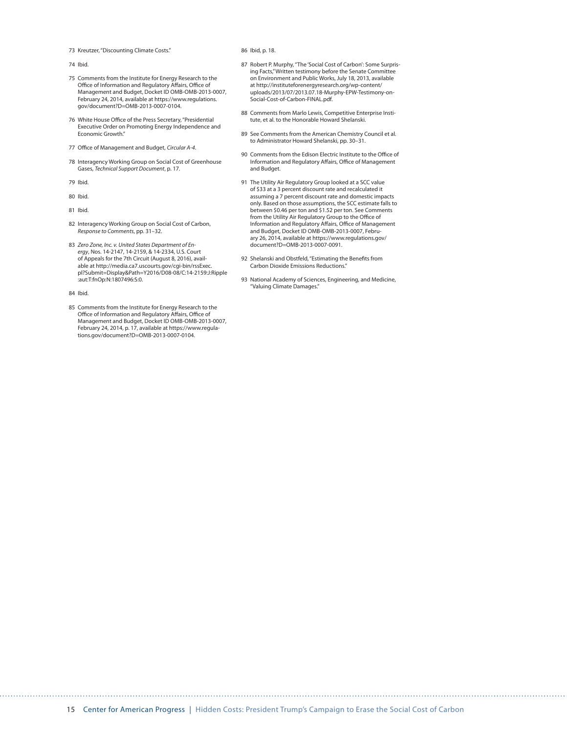73 Kreutzer, "Discounting Climate Costs."

74 Ibid.

75 Comments from the Institute for Energy Research to the Office of Information and Regulatory Affairs, Office of Management and Budget, Docket ID OMB-OMB-2013-0007, February 24, 2014, available at https://www.regulations.gov/document?D=OMB-2013-0007-0104.

76 White House Office of the Press Secretary, "Presidential Executive Order on Promoting Energy Independence and Economic Growth."

77 Office of Management and Budget, *Circular A-4*.

78 Interagency Working Group on Social Cost of Greenhouse Gases, *Technical Support Document*, p. 17.

79 Ibid.

80 Ibid.

81 Ibid.

82 Interagency Working Group on Social Cost of Carbon, *Response to Comments*, pp. 31–32.

83 *Zero Zone, Inc. v. United States Department of Energy*, Nos. 14-2147, 14-2159, & 14-2334, U.S. Court of Appeals for the 7th Circuit (August 8, 2016), available at http://media.ca7.uscourts.gov/cgi-bin/rssExec.pl?Submit=Display&Path=Y2016/D08-08/C:14-2159:J:Ripple:aut:T:fnOp:N:1807496:S:0.

84 Ibid.

85 Comments from the Institute for Energy Research to the Office of Information and Regulatory Affairs, Office of Management and Budget, Docket ID OMB-OMB-2013-0007, February 24, 2014, p. 17, available at https://www.regulations.gov/document?D=OMB-2013-0007-0104.

86 Ibid, p. 18.

87 Robert P. Murphy, "The 'Social Cost of Carbon': Some Surprising Facts," Written testimony before the Senate Committee on Environment and Public Works, July 18, 2013, available at http://instituteforenergyresearch.org/wp-content/uploads/2013/07/2013.07.18-Murphy-EPW-Testimony-on-Social-Cost-of-Carbon-FINAL.pdf.

88 Comments from Marlo Lewis, Competitive Enterprise Institute, et al. to the Honorable Howard Shelanski.

89 See Comments from the American Chemistry Council et al. to Administrator Howard Shelanski, pp. 30–31.

90 Comments from the Edison Electric Institute to the Office of Information and Regulatory Affairs, Office of Management and Budget.

91 The Utility Air Regulatory Group looked at a SCC value of $33 at a 3 percent discount rate and recalculated it assuming a 7 percent discount rate and domestic impacts only. Based on those assumptions, the SCC estimate falls to between $0.46 per ton and $1.52 per ton. See Comments from the Utility Air Regulatory Group to the Office of Information and Regulatory Affairs, Office of Management and Budget, Docket ID OMB-OMB-2013-0007, February 26, 2014, available at https://www.regulations.gov/document?D=OMB-2013-0007-0091.

92 Shelanski and Obstfeld, "Estimating the Benefits from Carbon Dioxide Emissions Reductions."

93 National Academy of Sciences, Engineering, and Medicine, "Valuing Climate Damages."